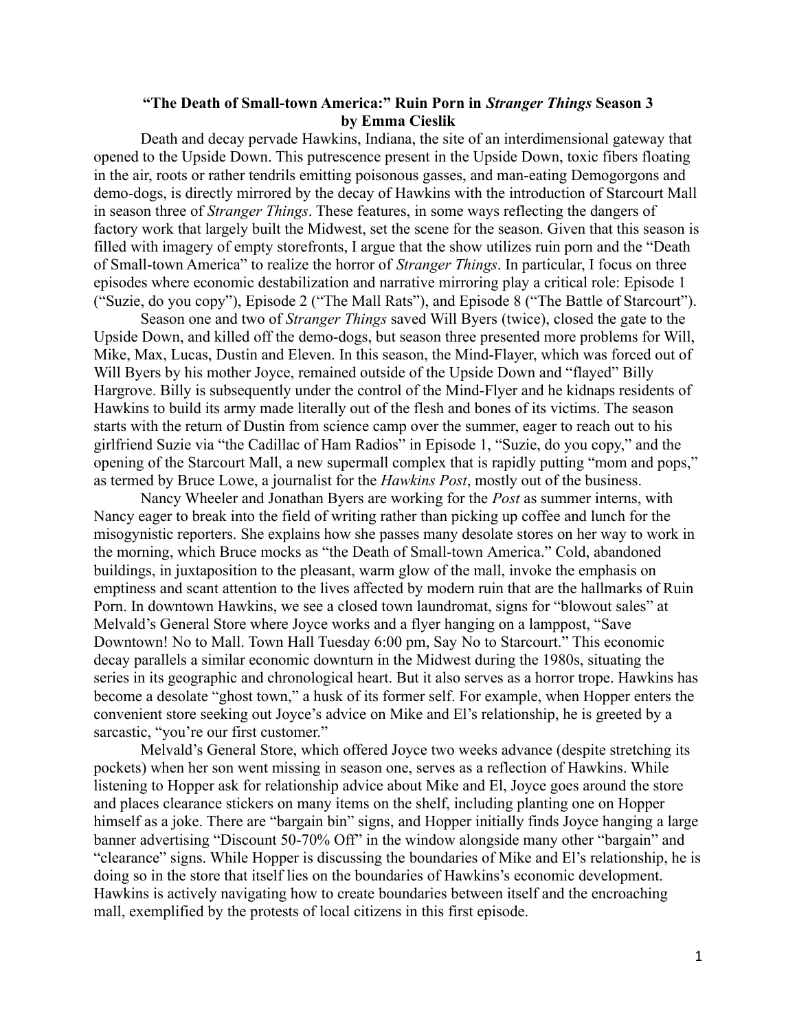# "The Death of Small-town America:" Ruin Porn in *Stranger Things* Season 3
## by Emma Cieslik

Death and decay pervade Hawkins, Indiana, the site of an interdimensional gateway that opened to the Upside Down. This putrescence present in the Upside Down, toxic fibers floating in the air, roots or rather tendrils emitting poisonous gasses, and man-eating Demogorgons and demo-dogs, is directly mirrored by the decay of Hawkins with the introduction of Starcourt Mall in season three of *Stranger Things*. These features, in some ways reflecting the dangers of factory work that largely built the Midwest, set the scene for the season. Given that this season is filled with imagery of empty storefronts, I argue that the show utilizes ruin porn and the "Death of Small-town America" to realize the horror of *Stranger Things*. In particular, I focus on three episodes where economic destabilization and narrative mirroring play a critical role: Episode 1 ("Suzie, do you copy"), Episode 2 ("The Mall Rats"), and Episode 8 ("The Battle of Starcourt").

Season one and two of *Stranger Things* saved Will Byers (twice), closed the gate to the Upside Down, and killed off the demo-dogs, but season three presented more problems for Will, Mike, Max, Lucas, Dustin and Eleven. In this season, the Mind-Flayer, which was forced out of Will Byers by his mother Joyce, remained outside of the Upside Down and "flayed" Billy Hargrove. Billy is subsequently under the control of the Mind-Flyer and he kidnaps residents of Hawkins to build its army made literally out of the flesh and bones of its victims. The season starts with the return of Dustin from science camp over the summer, eager to reach out to his girlfriend Suzie via "the Cadillac of Ham Radios" in Episode 1, "Suzie, do you copy," and the opening of the Starcourt Mall, a new supermall complex that is rapidly putting "mom and pops," as termed by Bruce Lowe, a journalist for the *Hawkins Post*, mostly out of the business.

Nancy Wheeler and Jonathan Byers are working for the *Post* as summer interns, with Nancy eager to break into the field of writing rather than picking up coffee and lunch for the misogynistic reporters. She explains how she passes many desolate stores on her way to work in the morning, which Bruce mocks as "the Death of Small-town America." Cold, abandoned buildings, in juxtaposition to the pleasant, warm glow of the mall, invoke the emphasis on emptiness and scant attention to the lives affected by modern ruin that are the hallmarks of Ruin Porn. In downtown Hawkins, we see a closed town laundromat, signs for "blowout sales" at Melvald's General Store where Joyce works and a flyer hanging on a lamppost, "Save Downtown! No to Mall. Town Hall Tuesday 6:00 pm, Say No to Starcourt." This economic decay parallels a similar economic downturn in the Midwest during the 1980s, situating the series in its geographic and chronological heart. But it also serves as a horror trope. Hawkins has become a desolate "ghost town," a husk of its former self. For example, when Hopper enters the convenient store seeking out Joyce's advice on Mike and El's relationship, he is greeted by a sarcastic, "you're our first customer."

Melvald's General Store, which offered Joyce two weeks advance (despite stretching its pockets) when her son went missing in season one, serves as a reflection of Hawkins. While listening to Hopper ask for relationship advice about Mike and El, Joyce goes around the store and places clearance stickers on many items on the shelf, including planting one on Hopper himself as a joke. There are "bargain bin" signs, and Hopper initially finds Joyce hanging a large banner advertising "Discount 50-70% Off" in the window alongside many other "bargain" and "clearance" signs. While Hopper is discussing the boundaries of Mike and El's relationship, he is doing so in the store that itself lies on the boundaries of Hawkins's economic development. Hawkins is actively navigating how to create boundaries between itself and the encroaching mall, exemplified by the protests of local citizens in this first episode.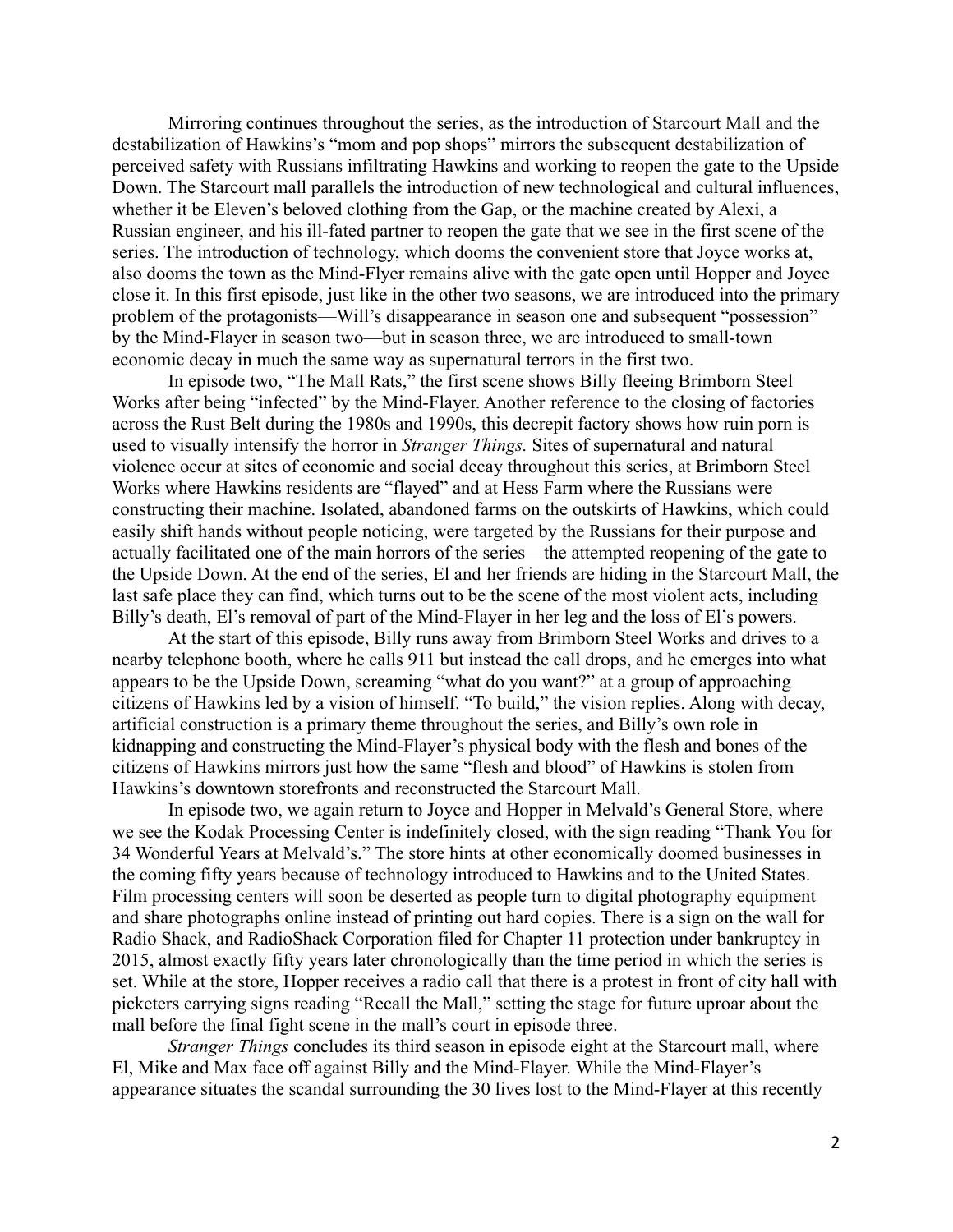Mirroring continues throughout the series, as the introduction of Starcourt Mall and the destabilization of Hawkins's "mom and pop shops" mirrors the subsequent destabilization of perceived safety with Russians infiltrating Hawkins and working to reopen the gate to the Upside Down. The Starcourt mall parallels the introduction of new technological and cultural influences, whether it be Eleven's beloved clothing from the Gap, or the machine created by Alexi, a Russian engineer, and his ill-fated partner to reopen the gate that we see in the first scene of the series. The introduction of technology, which dooms the convenient store that Joyce works at, also dooms the town as the Mind-Flyer remains alive with the gate open until Hopper and Joyce close it. In this first episode, just like in the other two seasons, we are introduced into the primary problem of the protagonists—Will's disappearance in season one and subsequent "possession" by the Mind-Flayer in season two—but in season three, we are introduced to small-town economic decay in much the same way as supernatural terrors in the first two.

In episode two, "The Mall Rats," the first scene shows Billy fleeing Brimborn Steel Works after being "infected" by the Mind-Flayer. Another reference to the closing of factories across the Rust Belt during the 1980s and 1990s, this decrepit factory shows how ruin porn is used to visually intensify the horror in *Stranger Things.* Sites of supernatural and natural violence occur at sites of economic and social decay throughout this series, at Brimborn Steel Works where Hawkins residents are "flayed" and at Hess Farm where the Russians were constructing their machine. Isolated, abandoned farms on the outskirts of Hawkins, which could easily shift hands without people noticing, were targeted by the Russians for their purpose and actually facilitated one of the main horrors of the series—the attempted reopening of the gate to the Upside Down. At the end of the series, El and her friends are hiding in the Starcourt Mall, the last safe place they can find, which turns out to be the scene of the most violent acts, including Billy's death, El's removal of part of the Mind-Flayer in her leg and the loss of El's powers.

At the start of this episode, Billy runs away from Brimborn Steel Works and drives to a nearby telephone booth, where he calls 911 but instead the call drops, and he emerges into what appears to be the Upside Down, screaming "what do you want?" at a group of approaching citizens of Hawkins led by a vision of himself. "To build," the vision replies. Along with decay, artificial construction is a primary theme throughout the series, and Billy's own role in kidnapping and constructing the Mind-Flayer's physical body with the flesh and bones of the citizens of Hawkins mirrors just how the same "flesh and blood" of Hawkins is stolen from Hawkins's downtown storefronts and reconstructed the Starcourt Mall.

In episode two, we again return to Joyce and Hopper in Melvald's General Store, where we see the Kodak Processing Center is indefinitely closed, with the sign reading "Thank You for 34 Wonderful Years at Melvald's." The store hints at other economically doomed businesses in the coming fifty years because of technology introduced to Hawkins and to the United States. Film processing centers will soon be deserted as people turn to digital photography equipment and share photographs online instead of printing out hard copies. There is a sign on the wall for Radio Shack, and RadioShack Corporation filed for Chapter 11 protection under bankruptcy in 2015, almost exactly fifty years later chronologically than the time period in which the series is set. While at the store, Hopper receives a radio call that there is a protest in front of city hall with picketers carrying signs reading "Recall the Mall," setting the stage for future uproar about the mall before the final fight scene in the mall's court in episode three.

*Stranger Things* concludes its third season in episode eight at the Starcourt mall, where El, Mike and Max face off against Billy and the Mind-Flayer. While the Mind-Flayer's appearance situates the scandal surrounding the 30 lives lost to the Mind-Flayer at this recently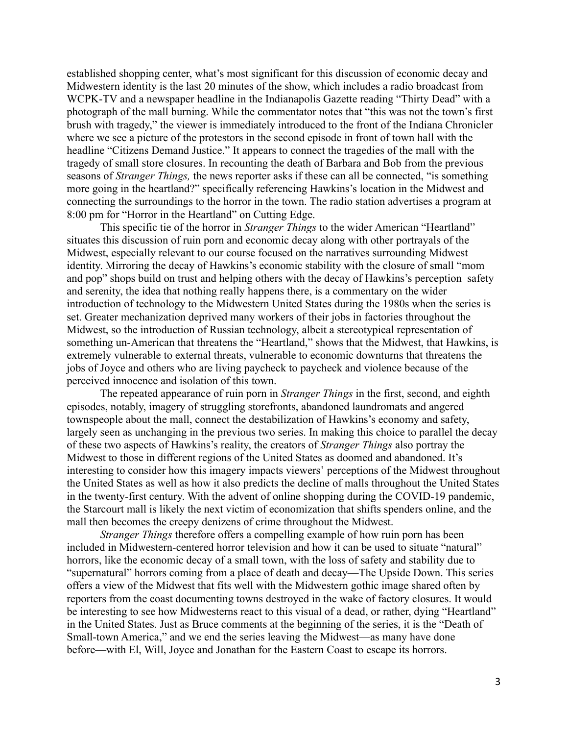established shopping center, what's most significant for this discussion of economic decay and Midwestern identity is the last 20 minutes of the show, which includes a radio broadcast from WCPK-TV and a newspaper headline in the Indianapolis Gazette reading "Thirty Dead" with a photograph of the mall burning. While the commentator notes that "this was not the town's first brush with tragedy," the viewer is immediately introduced to the front of the Indiana Chronicler where we see a picture of the protestors in the second episode in front of town hall with the headline "Citizens Demand Justice." It appears to connect the tragedies of the mall with the tragedy of small store closures. In recounting the death of Barbara and Bob from the previous seasons of *Stranger Things,* the news reporter asks if these can all be connected, "is something more going in the heartland?" specifically referencing Hawkins's location in the Midwest and connecting the surroundings to the horror in the town. The radio station advertises a program at 8:00 pm for "Horror in the Heartland" on Cutting Edge.

This specific tie of the horror in *Stranger Things* to the wider American "Heartland" situates this discussion of ruin porn and economic decay along with other portrayals of the Midwest, especially relevant to our course focused on the narratives surrounding Midwest identity. Mirroring the decay of Hawkins's economic stability with the closure of small "mom and pop" shops build on trust and helping others with the decay of Hawkins's perception safety and serenity, the idea that nothing really happens there, is a commentary on the wider introduction of technology to the Midwestern United States during the 1980s when the series is set. Greater mechanization deprived many workers of their jobs in factories throughout the Midwest, so the introduction of Russian technology, albeit a stereotypical representation of something un-American that threatens the "Heartland," shows that the Midwest, that Hawkins, is extremely vulnerable to external threats, vulnerable to economic downturns that threatens the jobs of Joyce and others who are living paycheck to paycheck and violence because of the perceived innocence and isolation of this town.

The repeated appearance of ruin porn in *Stranger Things* in the first, second, and eighth episodes, notably, imagery of struggling storefronts, abandoned laundromats and angered townspeople about the mall, connect the destabilization of Hawkins's economy and safety, largely seen as unchanging in the previous two series. In making this choice to parallel the decay of these two aspects of Hawkins's reality, the creators of *Stranger Things* also portray the Midwest to those in different regions of the United States as doomed and abandoned. It's interesting to consider how this imagery impacts viewers' perceptions of the Midwest throughout the United States as well as how it also predicts the decline of malls throughout the United States in the twenty-first century. With the advent of online shopping during the COVID-19 pandemic, the Starcourt mall is likely the next victim of economization that shifts spenders online, and the mall then becomes the creepy denizens of crime throughout the Midwest.

*Stranger Things* therefore offers a compelling example of how ruin porn has been included in Midwestern-centered horror television and how it can be used to situate "natural" horrors, like the economic decay of a small town, with the loss of safety and stability due to "supernatural" horrors coming from a place of death and decay—The Upside Down. This series offers a view of the Midwest that fits well with the Midwestern gothic image shared often by reporters from the coast documenting towns destroyed in the wake of factory closures. It would be interesting to see how Midwesterns react to this visual of a dead, or rather, dying "Heartland" in the United States. Just as Bruce comments at the beginning of the series, it is the "Death of Small-town America," and we end the series leaving the Midwest—as many have done before—with El, Will, Joyce and Jonathan for the Eastern Coast to escape its horrors.